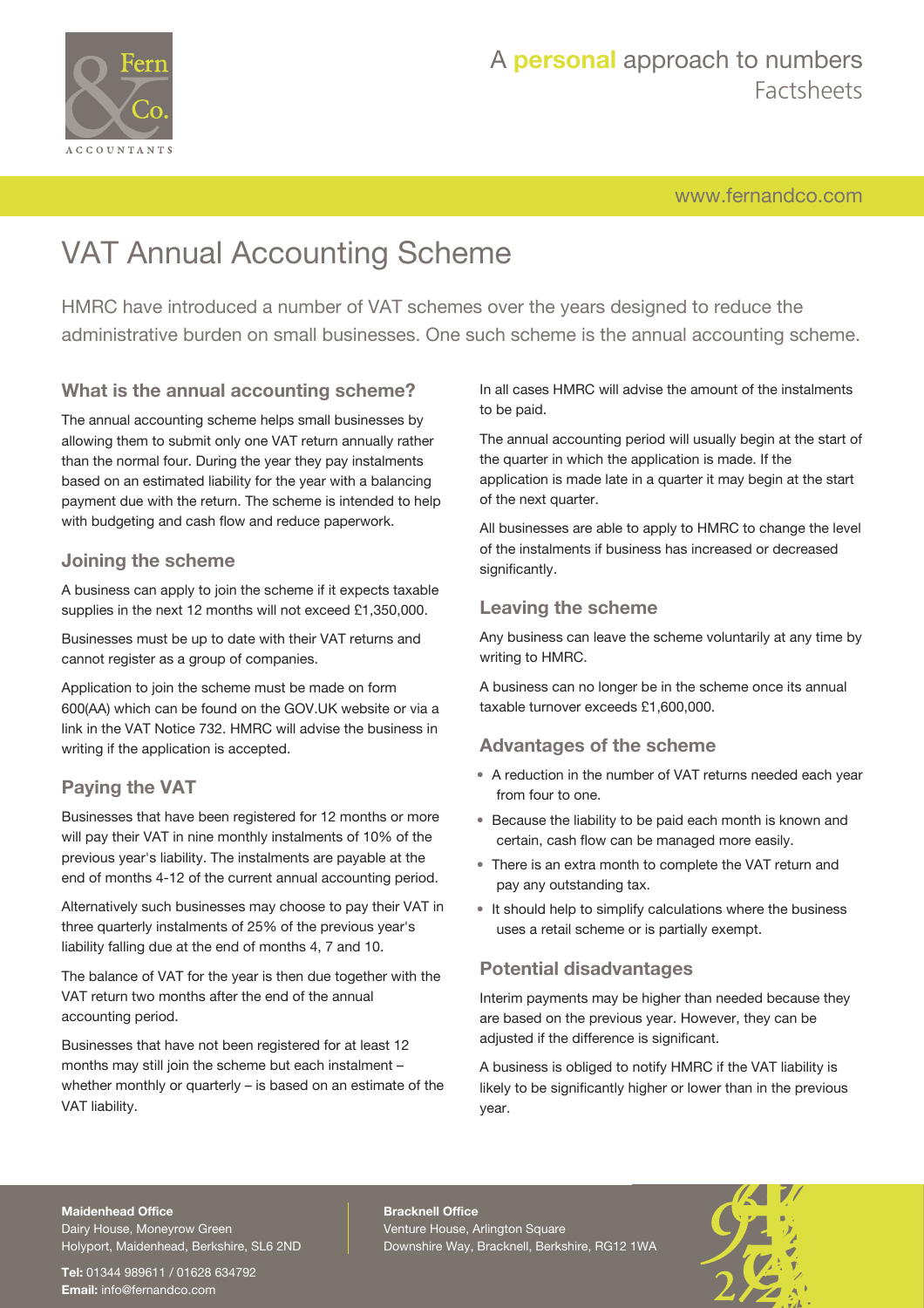# VAT Annual Accounting Scheme

HMRC have introduced a number of VAT schemes over the years designed to reduce the administrative burden on small businesses. One such scheme is the annual accounting scheme.

## What is the annual accounting scheme?

The annual accounting scheme helps small businesses by allowing them to submit only one VAT return annually rather than the normal four. During the year they pay instalments based on an estimated liability for the year with a balancing payment due with the return. The scheme is intended to help with budgeting and cash flow and reduce paperwork.

## Joining the scheme

A business can apply to join the scheme if it expects taxable supplies in the next 12 months will not exceed £1,350,000.

Businesses must be up to date with their VAT returns and cannot register as a group of companies.

Application to join the scheme must be made on form 600(AA) which can be found on the GOV.UK website or via a link in the VAT Notice 732. HMRC will advise the business in writing if the application is accepted.

## Paying the VAT

Businesses that have been registered for 12 months or more will pay their VAT in nine monthly instalments of 10% of the previous year's liability. The instalments are payable at the end of months 4-12 of the current annual accounting period.

Alternatively such businesses may choose to pay their VAT in three quarterly instalments of 25% of the previous year's liability falling due at the end of months 4, 7 and 10.

The balance of VAT for the year is then due together with the VAT return two months after the end of the annual accounting period.

Businesses that have not been registered for at least 12 months may still join the scheme but each instalment – whether monthly or quarterly – is based on an estimate of the VAT liability.

In all cases HMRC will advise the amount of the instalments to be paid.

The annual accounting period will usually begin at the start of the quarter in which the application is made. If the application is made late in a quarter it may begin at the start of the next quarter.

All businesses are able to apply to HMRC to change the level of the instalments if business has increased or decreased significantly.

## Leaving the scheme

Any business can leave the scheme voluntarily at any time by writing to HMRC.

A business can no longer be in the scheme once its annual taxable turnover exceeds £1,600,000.

## Advantages of the scheme

- A reduction in the number of VAT returns needed each year from four to one.
- Because the liability to be paid each month is known and certain, cash flow can be managed more easily.
- There is an extra month to complete the VAT return and pay any outstanding tax.
- It should help to simplify calculations where the business uses a retail scheme or is partially exempt.

## Potential disadvantages

Interim payments may be higher than needed because they are based on the previous year. However, they can be adjusted if the difference is significant.

A business is obliged to notify HMRC if the VAT liability is likely to be significantly higher or lower than in the previous year.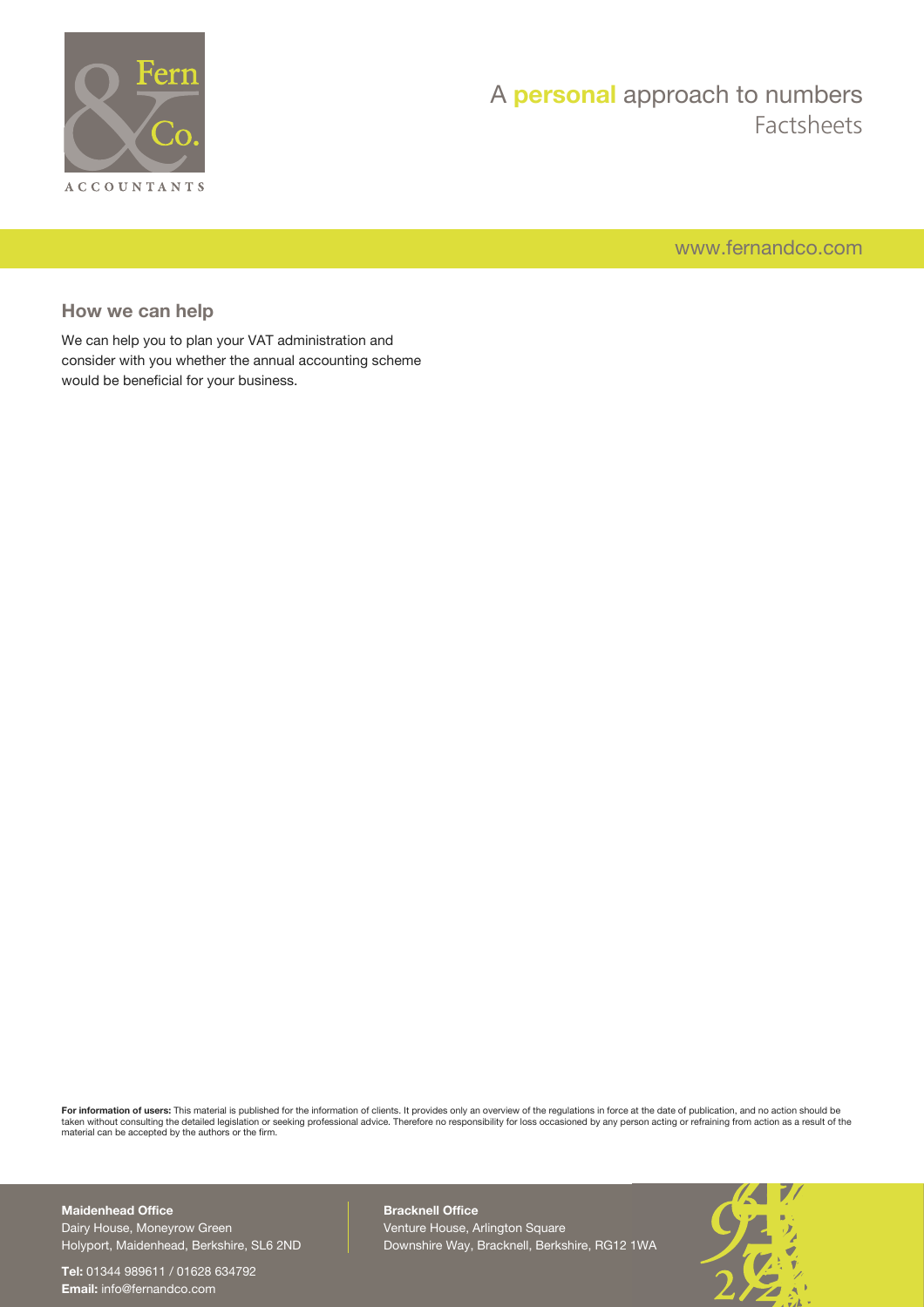## How we can help

We can help you to plan your VAT administration and consider with you whether the annual accounting scheme would be beneficial for your business.

**For information of users:** This material is published for the information of clients. It provides only an overview of the regulations in force at the date of publication, and no action should be taken without consulting the detailed legislation or seeking professional advice. Therefore no responsibility for loss occasioned by any person acting or refraining from action as a result of the material can be accepted by the authors or the firm.

**Maidenhead Office**
Dairy House, Moneyrow Green
Holyport, Maidenhead, Berkshire, SL6 2ND

**Tel:** 01344 989611 / 01628 634792
**Email:** info@fernandco.com

**Bracknell Office**
Venture House, Arlington Square
Downshire Way, Bracknell, Berkshire, RG12 1WA